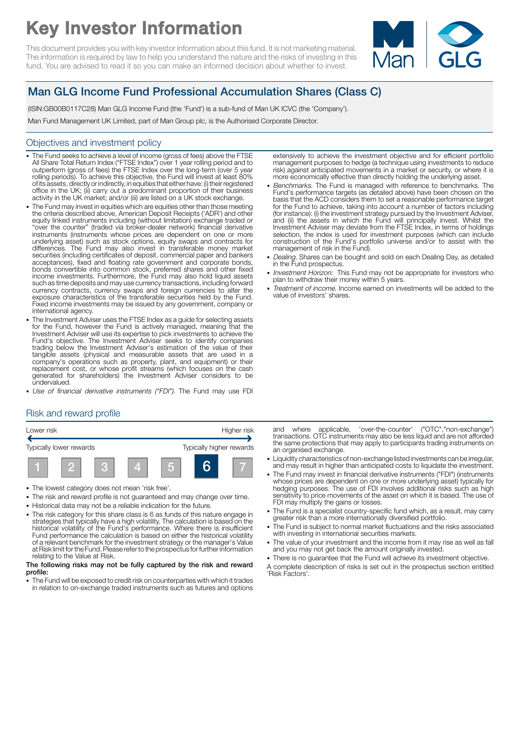# Key Investor Information

This document provides you with key investor information about this fund. It is not marketing material. The information is required by law to help you understand the nature and the risks of investing in this fund. You are advised to read it so you can make an informed decision about whether to invest.

## Man GLG Income Fund Professional Accumulation Shares (Class C)

(ISIN:GB00B0117C28) Man GLG Income Fund (the 'Fund') is a sub-fund of Man UK ICVC (the 'Company').

Man Fund Management UK Limited, part of Man Group plc, is the Authorised Corporate Director.

### Objectives and investment policy

- The Fund seeks to achieve a level of income (gross of fees) above the FTSE All Share Total Return Index ("FTSE Index") over 1 year rolling period and to outperform (gross of fees) the FTSE Index over the long-term (over 5 year rolling periods). To achieve this objective, the Fund will invest at least 80% of its assets, directly or indirectly, in equities that either have: (i) their registered office in the UK; (ii) carry out a predominant proportion of their business activity in the UK market; and/or (iii) are listed on a UK stock exchange.
- The Fund may invest in equities which are equities other than those meeting the criteria described above, American Deposit Receipts ('ADR') and other equity linked instruments including (without limitation) exchange traded or "over the counter" (traded via broker-dealer network) financial derivative instruments (instruments whose prices are dependent on one or more underlying asset) such as stock options, equity swaps and contracts for differences. The Fund may also invest in transferable money market securities (including certificates of deposit, commercial paper and bankers acceptances), fixed and floating rate government and corporate bonds, bonds convertible into common stock, preferred shares and other fixed income investments. Furthermore, the Fund may also hold liquid assets such as time deposits and may use currency transactions, including forward currency contracts, currency swaps and foreign currencies to alter the exposure characteristics of the transferable securities held by the Fund. Fixed income investments may be issued by any government, company or international agency.
- The Investment Adviser uses the FTSE Index as a guide for selecting assets for the Fund, however the Fund is actively managed, meaning that the Investment Adviser will use its expertise to pick investments to achieve the Fund's objective. The Investment Adviser seeks to identify companies trading below the Investment Adviser's estimation of the value of their tangible assets (physical and measurable assets that are used in a company's operations such as property, plant, and equipment) or their replacement cost, or whose profit streams (which focuses on the cash generated for shareholders) the Investment Adviser considers to be undervalued.
- *Use of financial derivative instruments ("FDI").* The Fund may use FDI extensively to achieve the investment objective and for efficient portfolio management purposes to hedge (a technique using investments to reduce risk) against anticipated movements in a market or security, or where it is more economically effective than directly holding the underlying asset.
- *Benchmarks.* The Fund is managed with reference to benchmarks. The Fund's performance targets (as detailed above) have been chosen on the basis that the ACD considers them to set a reasonable performance target for the Fund to achieve, taking into account a number of factors including (for instance): (i) the investment strategy pursued by the Investment Adviser, and (ii) the assets in which the Fund will principally invest. Whilst the Investment Adviser may deviate from the FTSE Index, in terms of holdings selection, the index is used for investment purposes (which can include construction of the Fund's portfolio universe and/or to assist with the management of risk in the Fund).
- *Dealing.* Shares can be bought and sold on each Dealing Day, as detailed in the Fund prospectus.
- *Investment Horizon:* This Fund may not be appropriate for investors who plan to withdraw their money within 5 years.
- *Treatment of income.* Income earned on investments will be added to the value of investors' shares.

### Risk and reward profile

| Lower risk | | | | | | Higher risk |
|---|---|---|---|---|---|---|
| Typically lower rewards | | | | | | Typically higher rewards |
| 1 | 2 | 3 | 4 | 5 | **6** | 7 |

- The lowest category does not mean 'risk free'.
- The risk and reward profile is not guaranteed and may change over time.
- Historical data may not be a reliable indication for the future.
- The risk category for this share class is 6 as funds of this nature engage in strategies that typically have a high volatility. The calculation is based on the historical volatility of the Fund's performance. Where there is insufficient Fund performance the calculation is based on either the historical volatility of a relevant benchmark for the investment strategy or the manager's Value at Risk limit for the Fund. Please refer to the prospectus for further information relating to the Value at Risk.

**The following risks may not be fully captured by the risk and reward profile:**

- The Fund will be exposed to credit risk on counterparties with which it trades in relation to on-exchange traded instruments such as futures and options and where applicable, 'over-the-counter' ("OTC","non-exchange") transactions. OTC instruments may also be less liquid and are not afforded the same protections that may apply to participants trading instruments on an organised exchange.
- Liquidity characteristics of non-exchange listed investments can be irregular, and may result in higher than anticipated costs to liquidate the investment.
- The Fund may invest in financial derivative instruments ("FDI") (instruments whose prices are dependent on one or more underlying asset) typically for hedging purposes. The use of FDI involves additional risks such as high sensitivity to price movements of the asset on which it is based. The use of FDI may multiply the gains or losses.
- The Fund is a specialist country-specific fund which, as a result, may carry greater risk than a more internationally diversified portfolio.
- The Fund is subject to normal market fluctuations and the risks associated with investing in international securities markets.
- The value of your investment and the income from it may rise as well as fall and you may not get back the amount originally invested.
- There is no guarantee that the Fund will achieve its investment objective.

A complete description of risks is set out in the prospectus section entitled 'Risk Factors'.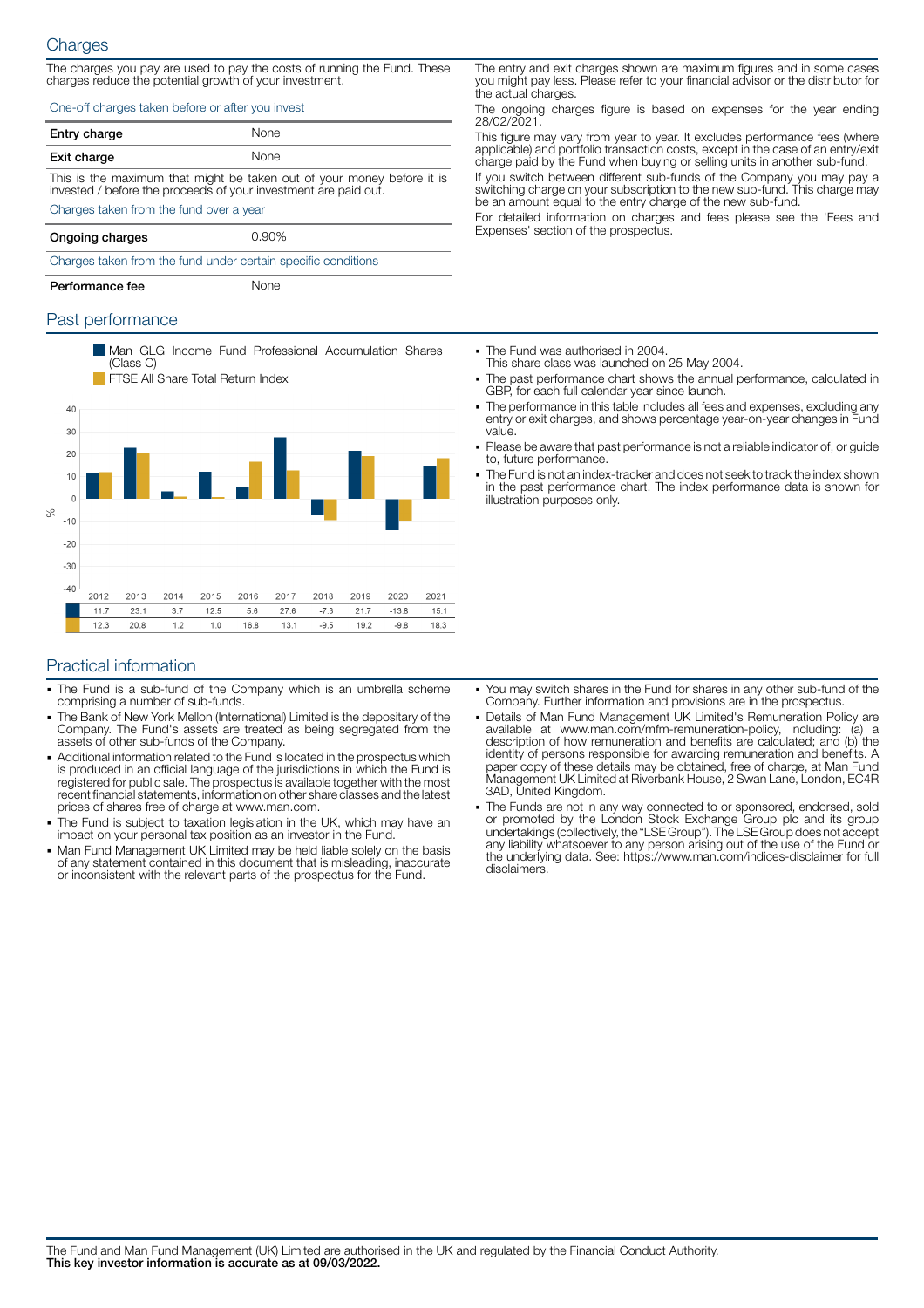## Charges

The charges you pay are used to pay the costs of running the Fund. These charges reduce the potential growth of your investment.

One-off charges taken before or after you invest

| | |
|---|---|
| **Entry charge** | None |
| **Exit charge** | None |

This is the maximum that might be taken out of your money before it is invested / before the proceeds of your investment are paid out.

Charges taken from the fund over a year

| | |
|---|---|
| **Ongoing charges** | 0.90% |

Charges taken from the fund under certain specific conditions

| | |
|---|---|
| **Performance fee** | None |

The entry and exit charges shown are maximum figures and in some cases you might pay less. Please refer to your financial advisor or the distributor for the actual charges.

The ongoing charges figure is based on expenses for the year ending 28/02/2021.

This figure may vary from year to year. It excludes performance fees (where applicable) and portfolio transaction costs, except in the case of an entry/exit charge paid by the Fund when buying or selling units in another sub-fund.

If you switch between different sub-funds of the Company you may pay a switching charge on your subscription to the new sub-fund. This charge may be an amount equal to the entry charge of the new sub-fund.

For detailed information on charges and fees please see the 'Fees and Expenses' section of the prospectus.

## Past performance

Man GLG Income Fund Professional Accumulation Shares (Class C)
FTSE All Share Total Return Index

%
40
30
20
10
0
-10
-20
-30
-40

2012 2013 2014 2015 2016 2017 2018 2019 2020 2021
11.7 23.1 3.7 12.5 5.6 27.6 -7.3 21.7 -13.8 15.1
12.3 20.8 1.2 1.0 16.8 13.1 -9.5 19.2 -9.8 18.3

- The Fund was authorised in 2004.
  This share class was launched on 25 May 2004.
- The past performance chart shows the annual performance, calculated in GBP, for each full calendar year since launch.
- The performance in this table includes all fees and expenses, excluding any entry or exit charges, and shows percentage year-on-year changes in Fund value.
- Please be aware that past performance is not a reliable indicator of, or guide to, future performance.
- The Fund is not an index-tracker and does not seek to track the index shown in the past performance chart. The index performance data is shown for illustration purposes only.

## Practical information

- The Fund is a sub-fund of the Company which is an umbrella scheme comprising a number of sub-funds.
- The Bank of New York Mellon (International) Limited is the depositary of the Company. The Fund's assets are treated as being segregated from the assets of other sub-funds of the Company.
- Additional information related to the Fund is located in the prospectus which is produced in an official language of the jurisdictions in which the Fund is registered for public sale. The prospectus is available together with the most recent financial statements, information on other share classes and the latest prices of shares free of charge at www.man.com.
- The Fund is subject to taxation legislation in the UK, which may have an impact on your personal tax position as an investor in the Fund.
- Man Fund Management UK Limited may be held liable solely on the basis of any statement contained in this document that is misleading, inaccurate or inconsistent with the relevant parts of the prospectus for the Fund.
- You may switch shares in the Fund for shares in any other sub-fund of the Company. Further information and provisions are in the prospectus.
- Details of Man Fund Management UK Limited's Remuneration Policy are available at www.man.com/mfm-remuneration-policy, including: (a) a description of how remuneration and benefits are calculated; and (b) the identity of persons responsible for awarding remuneration and benefits. A paper copy of these details may be obtained, free of charge, at Man Fund Management UK Limited at Riverbank House, 2 Swan Lane, London, EC4R 3AD, United Kingdom.
- The Funds are not in any way connected to or sponsored, endorsed, sold or promoted by the London Stock Exchange Group plc and its group undertakings (collectively, the "LSE Group"). The LSE Group does not accept any liability whatsoever to any person arising out of the use of the Fund or the underlying data. See: https://www.man.com/indices-disclaimer for full disclaimers.

The Fund and Man Fund Management (UK) Limited are authorised in the UK and regulated by the Financial Conduct Authority.
**This key investor information is accurate as at 09/03/2022.**